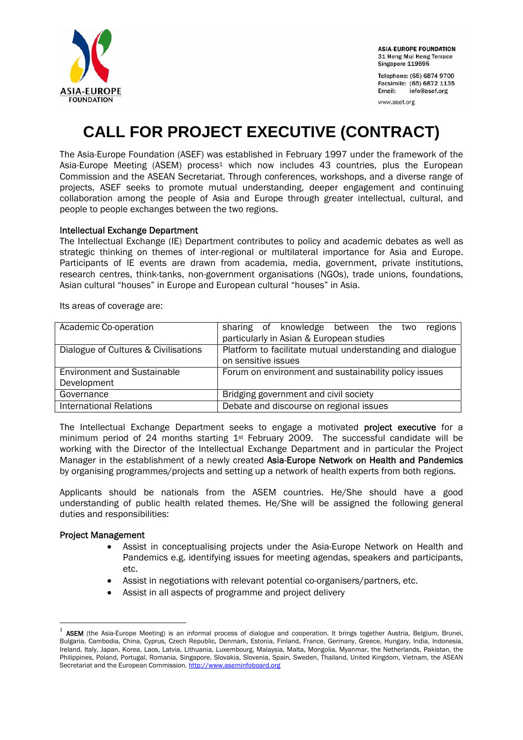ASIA-EUROPE FOUNDATION
31 Heng Mui Keng Terrace
Singapore 119595

Telephone: (65) 6874 9700
Facsimile: (65) 6872 1135
Email: info@asef.org

www.asef.org

# CALL FOR PROJECT EXECUTIVE (CONTRACT)

The Asia-Europe Foundation (ASEF) was established in February 1997 under the framework of the Asia-Europe Meeting (ASEM) process[1] which now includes 43 countries, plus the European Commission and the ASEAN Secretariat. Through conferences, workshops, and a diverse range of projects, ASEF seeks to promote mutual understanding, deeper engagement and continuing collaboration among the people of Asia and Europe through greater intellectual, cultural, and people to people exchanges between the two regions.

## Intellectual Exchange Department

The Intellectual Exchange (IE) Department contributes to policy and academic debates as well as strategic thinking on themes of inter-regional or multilateral importance for Asia and Europe. Participants of IE events are drawn from academia, media, government, private institutions, research centres, think-tanks, non-government organisations (NGOs), trade unions, foundations, Asian cultural "houses" in Europe and European cultural "houses" in Asia.

Its areas of coverage are:

| | |
|---|---|
| Academic Co-operation | sharing of knowledge between the two regions particularly in Asian & European studies |
| Dialogue of Cultures & Civilisations | Platform to facilitate mutual understanding and dialogue on sensitive issues |
| Environment and Sustainable Development | Forum on environment and sustainability policy issues |
| Governance | Bridging government and civil society |
| International Relations | Debate and discourse on regional issues |

The Intellectual Exchange Department seeks to engage a motivated **project executive** for a minimum period of 24 months starting 1st February 2009. The successful candidate will be working with the Director of the Intellectual Exchange Department and in particular the Project Manager in the establishment of a newly created **Asia-Europe Network on Health and Pandemics** by organising programmes/projects and setting up a network of health experts from both regions.

Applicants should be nationals from the ASEM countries. He/She should have a good understanding of public health related themes. He/She will be assigned the following general duties and responsibilities:

## Project Management

- Assist in conceptualising projects under the Asia-Europe Network on Health and Pandemics e.g. identifying issues for meeting agendas, speakers and participants, etc.
- Assist in negotiations with relevant potential co-organisers/partners, etc.
- Assist in all aspects of programme and project delivery

---

[1] **ASEM** (the Asia-Europe Meeting) is an informal process of dialogue and cooperation. It brings together Austria, Belgium, Brunei, Bulgaria, Cambodia, China, Cyprus, Czech Republic, Denmark, Estonia, Finland, France, Germany, Greece, Hungary, India, Indonesia, Ireland, Italy, Japan, Korea, Laos, Latvia, Lithuania, Luxembourg, Malaysia, Malta, Mongolia, Myanmar, the Netherlands, Pakistan, the Philippines, Poland, Portugal, Romania, Singapore, Slovakia, Slovenia, Spain, Sweden, Thailand, United Kingdom, Vietnam, the ASEAN Secretariat and the European Commission. http://www.aseminfoboard.org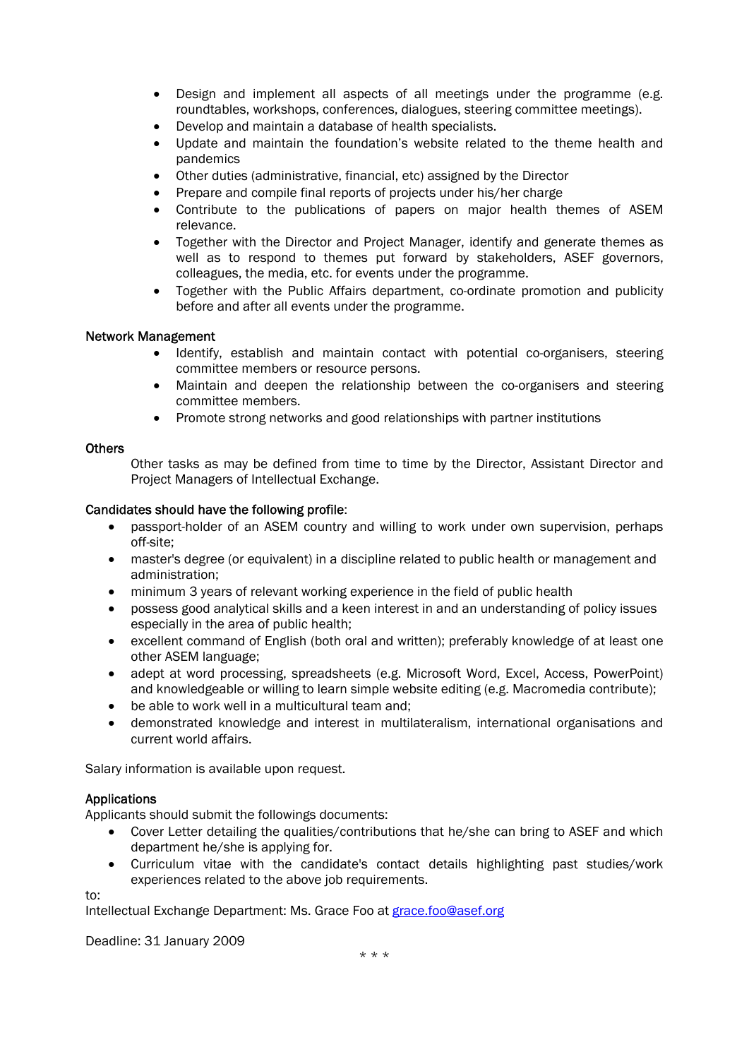- Design and implement all aspects of all meetings under the programme (e.g. roundtables, workshops, conferences, dialogues, steering committee meetings).
- Develop and maintain a database of health specialists.
- Update and maintain the foundation's website related to the theme health and pandemics
- Other duties (administrative, financial, etc) assigned by the Director
- Prepare and compile final reports of projects under his/her charge
- Contribute to the publications of papers on major health themes of ASEM relevance.
- Together with the Director and Project Manager, identify and generate themes as well as to respond to themes put forward by stakeholders, ASEF governors, colleagues, the media, etc. for events under the programme.
- Together with the Public Affairs department, co-ordinate promotion and publicity before and after all events under the programme.

Network Management

- Identify, establish and maintain contact with potential co-organisers, steering committee members or resource persons.
- Maintain and deepen the relationship between the co-organisers and steering committee members.
- Promote strong networks and good relationships with partner institutions

Others

Other tasks as may be defined from time to time by the Director, Assistant Director and Project Managers of Intellectual Exchange.

Candidates should have the following profile:

- passport-holder of an ASEM country and willing to work under own supervision, perhaps off-site;
- master's degree (or equivalent) in a discipline related to public health or management and administration;
- minimum 3 years of relevant working experience in the field of public health
- possess good analytical skills and a keen interest in and an understanding of policy issues especially in the area of public health;
- excellent command of English (both oral and written); preferably knowledge of at least one other ASEM language;
- adept at word processing, spreadsheets (e.g. Microsoft Word, Excel, Access, PowerPoint) and knowledgeable or willing to learn simple website editing (e.g. Macromedia contribute);
- be able to work well in a multicultural team and;
- demonstrated knowledge and interest in multilateralism, international organisations and current world affairs.

Salary information is available upon request.

Applications

Applicants should submit the followings documents:

- Cover Letter detailing the qualities/contributions that he/she can bring to ASEF and which department he/she is applying for.
- Curriculum vitae with the candidate's contact details highlighting past studies/work experiences related to the above job requirements.

to:

Intellectual Exchange Department: Ms. Grace Foo at grace.foo@asef.org

Deadline: 31 January 2009

\* \* \*